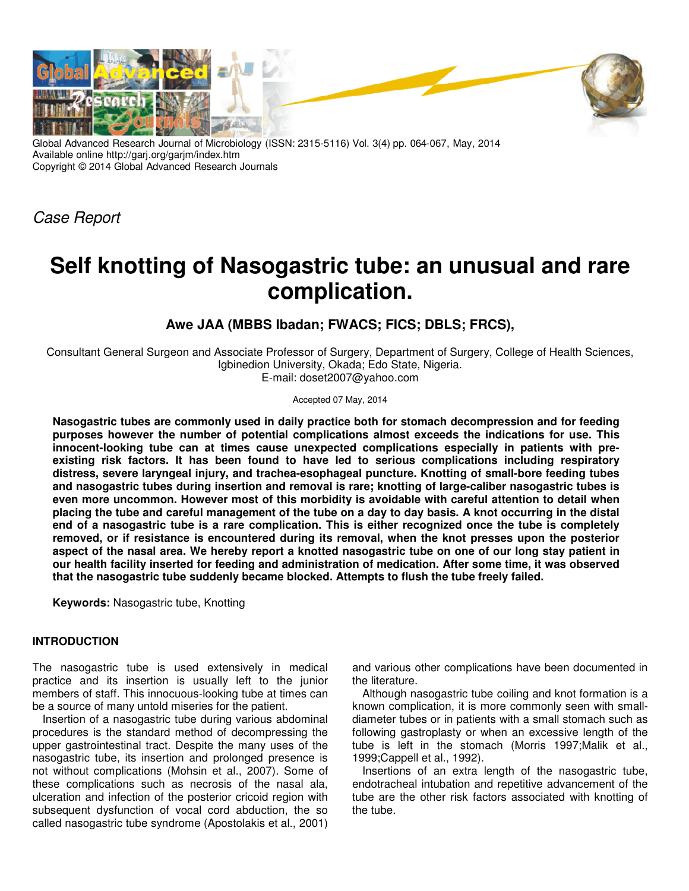Global Advanced Research Journal of Microbiology (ISSN: 2315-5116) Vol. 3(4) pp. 064-067, May, 2014
Available online http://garj.org/garjm/index.htm
Copyright © 2014 Global Advanced Research Journals

*Case Report*

# Self knotting of Nasogastric tube: an unusual and rare complication.

**Awe JAA (MBBS Ibadan; FWACS; FICS; DBLS; FRCS),**

Consultant General Surgeon and Associate Professor of Surgery, Department of Surgery, College of Health Sciences, Igbinedion University, Okada; Edo State, Nigeria.
E-mail: doset2007@yahoo.com

Accepted 07 May, 2014

**Nasogastric tubes are commonly used in daily practice both for stomach decompression and for feeding purposes however the number of potential complications almost exceeds the indications for use. This innocent-looking tube can at times cause unexpected complications especially in patients with pre-existing risk factors. It has been found to have led to serious complications including respiratory distress, severe laryngeal injury, and trachea-esophageal puncture. Knotting of small-bore feeding tubes and nasogastric tubes during insertion and removal is rare; knotting of large-caliber nasogastric tubes is even more uncommon. However most of this morbidity is avoidable with careful attention to detail when placing the tube and careful management of the tube on a day to day basis. A knot occurring in the distal end of a nasogastric tube is a rare complication. This is either recognized once the tube is completely removed, or if resistance is encountered during its removal, when the knot presses upon the posterior aspect of the nasal area. We hereby report a knotted nasogastric tube on one of our long stay patient in our health facility inserted for feeding and administration of medication. After some time, it was observed that the nasogastric tube suddenly became blocked. Attempts to flush the tube freely failed.**

**Keywords:** Nasogastric tube, Knotting

## INTRODUCTION

The nasogastric tube is used extensively in medical practice and its insertion is usually left to the junior members of staff. This innocuous-looking tube at times can be a source of many untold miseries for the patient.

Insertion of a nasogastric tube during various abdominal procedures is the standard method of decompressing the upper gastrointestinal tract. Despite the many uses of the nasogastric tube, its insertion and prolonged presence is not without complications (Mohsin et al., 2007). Some of these complications such as necrosis of the nasal ala, ulceration and infection of the posterior cricoid region with subsequent dysfunction of vocal cord abduction, the so called nasogastric tube syndrome (Apostolakis et al., 2001) and various other complications have been documented in the literature.

Although nasogastric tube coiling and knot formation is a known complication, it is more commonly seen with small-diameter tubes or in patients with a small stomach such as following gastroplasty or when an excessive length of the tube is left in the stomach (Morris 1997;Malik et al., 1999;Cappell et al., 1992).

Insertions of an extra length of the nasogastric tube, endotracheal intubation and repetitive advancement of the tube are the other risk factors associated with knotting of the tube.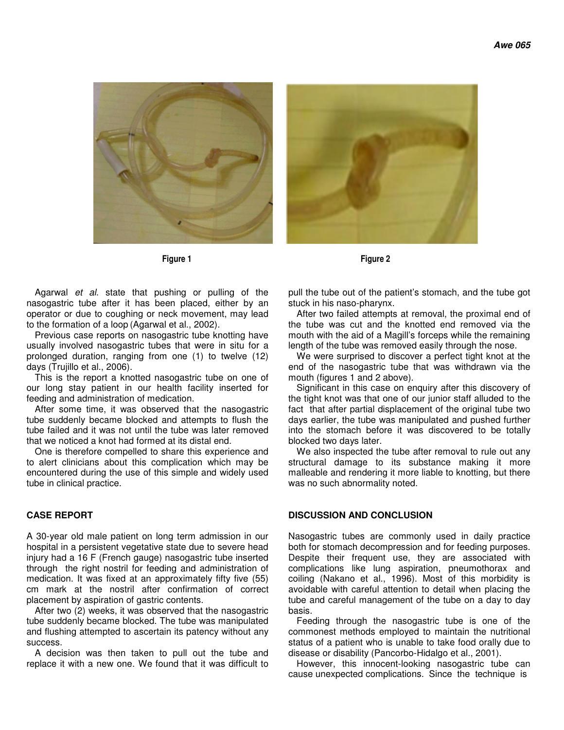Figure 1

Figure 2

Agarwal *et al*. state that pushing or pulling of the nasogastric tube after it has been placed, either by an operator or due to coughing or neck movement, may lead to the formation of a loop (Agarwal et al., 2002).

Previous case reports on nasogastric tube knotting have usually involved nasogastric tubes that were in situ for a prolonged duration, ranging from one (1) to twelve (12) days (Trujillo et al., 2006).

This is the report a knotted nasogastric tube on one of our long stay patient in our health facility inserted for feeding and administration of medication.

After some time, it was observed that the nasogastric tube suddenly became blocked and attempts to flush the tube failed and it was not until the tube was later removed that we noticed a knot had formed at its distal end.

One is therefore compelled to share this experience and to alert clinicians about this complication which may be encountered during the use of this simple and widely used tube in clinical practice.

## CASE REPORT

A 30-year old male patient on long term admission in our hospital in a persistent vegetative state due to severe head injury had a 16 F (French gauge) nasogastric tube inserted through the right nostril for feeding and administration of medication. It was fixed at an approximately fifty five (55) cm mark at the nostril after confirmation of correct placement by aspiration of gastric contents.

After two (2) weeks, it was observed that the nasogastric tube suddenly became blocked. The tube was manipulated and flushing attempted to ascertain its patency without any success.

A decision was then taken to pull out the tube and replace it with a new one. We found that it was difficult to pull the tube out of the patient's stomach, and the tube got stuck in his naso-pharynx.

After two failed attempts at removal, the proximal end of the tube was cut and the knotted end removed via the mouth with the aid of a Magill's forceps while the remaining length of the tube was removed easily through the nose.

We were surprised to discover a perfect tight knot at the end of the nasogastric tube that was withdrawn via the mouth (figures 1 and 2 above).

Significant in this case on enquiry after this discovery of the tight knot was that one of our junior staff alluded to the fact that after partial displacement of the original tube two days earlier, the tube was manipulated and pushed further into the stomach before it was discovered to be totally blocked two days later.

We also inspected the tube after removal to rule out any structural damage to its substance making it more malleable and rendering it more liable to knotting, but there was no such abnormality noted.

## DISCUSSION AND CONCLUSION

Nasogastric tubes are commonly used in daily practice both for stomach decompression and for feeding purposes. Despite their frequent use, they are associated with complications like lung aspiration, pneumothorax and coiling (Nakano et al., 1996). Most of this morbidity is avoidable with careful attention to detail when placing the tube and careful management of the tube on a day to day basis.

Feeding through the nasogastric tube is one of the commonest methods employed to maintain the nutritional status of a patient who is unable to take food orally due to disease or disability (Pancorbo-Hidalgo et al., 2001).

However, this innocent-looking nasogastric tube can cause unexpected complications. Since the technique is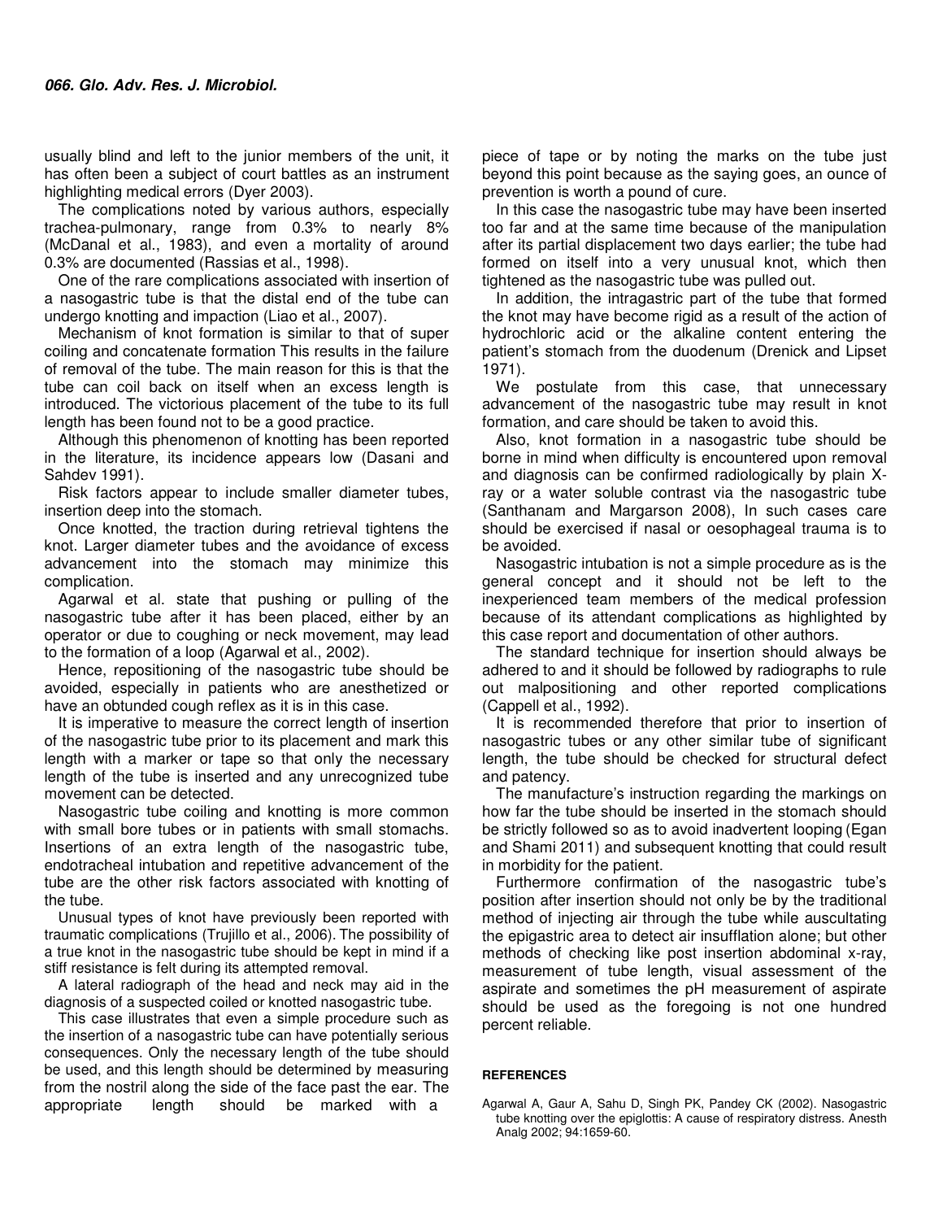usually blind and left to the junior members of the unit, it has often been a subject of court battles as an instrument highlighting medical errors (Dyer 2003).

The complications noted by various authors, especially trachea-pulmonary, range from 0.3% to nearly 8% (McDanal et al., 1983), and even a mortality of around 0.3% are documented (Rassias et al., 1998).

One of the rare complications associated with insertion of a nasogastric tube is that the distal end of the tube can undergo knotting and impaction (Liao et al., 2007).

Mechanism of knot formation is similar to that of super coiling and concatenate formation This results in the failure of removal of the tube. The main reason for this is that the tube can coil back on itself when an excess length is introduced. The victorious placement of the tube to its full length has been found not to be a good practice.

Although this phenomenon of knotting has been reported in the literature, its incidence appears low (Dasani and Sahdev 1991).

Risk factors appear to include smaller diameter tubes, insertion deep into the stomach.

Once knotted, the traction during retrieval tightens the knot. Larger diameter tubes and the avoidance of excess advancement into the stomach may minimize this complication.

Agarwal et al. state that pushing or pulling of the nasogastric tube after it has been placed, either by an operator or due to coughing or neck movement, may lead to the formation of a loop (Agarwal et al., 2002).

Hence, repositioning of the nasogastric tube should be avoided, especially in patients who are anesthetized or have an obtunded cough reflex as it is in this case.

It is imperative to measure the correct length of insertion of the nasogastric tube prior to its placement and mark this length with a marker or tape so that only the necessary length of the tube is inserted and any unrecognized tube movement can be detected.

Nasogastric tube coiling and knotting is more common with small bore tubes or in patients with small stomachs. Insertions of an extra length of the nasogastric tube, endotracheal intubation and repetitive advancement of the tube are the other risk factors associated with knotting of the tube.

Unusual types of knot have previously been reported with traumatic complications (Trujillo et al., 2006). The possibility of a true knot in the nasogastric tube should be kept in mind if a stiff resistance is felt during its attempted removal.

A lateral radiograph of the head and neck may aid in the diagnosis of a suspected coiled or knotted nasogastric tube.

This case illustrates that even a simple procedure such as the insertion of a nasogastric tube can have potentially serious consequences. Only the necessary length of the tube should be used, and this length should be determined by measuring from the nostril along the side of the face past the ear. The appropriate length should be marked with a piece of tape or by noting the marks on the tube just beyond this point because as the saying goes, an ounce of prevention is worth a pound of cure.

In this case the nasogastric tube may have been inserted too far and at the same time because of the manipulation after its partial displacement two days earlier; the tube had formed on itself into a very unusual knot, which then tightened as the nasogastric tube was pulled out.

In addition, the intragastric part of the tube that formed the knot may have become rigid as a result of the action of hydrochloric acid or the alkaline content entering the patient's stomach from the duodenum (Drenick and Lipset 1971).

We postulate from this case, that unnecessary advancement of the nasogastric tube may result in knot formation, and care should be taken to avoid this.

Also, knot formation in a nasogastric tube should be borne in mind when difficulty is encountered upon removal and diagnosis can be confirmed radiologically by plain X-ray or a water soluble contrast via the nasogastric tube (Santhanam and Margarson 2008), In such cases care should be exercised if nasal or oesophageal trauma is to be avoided.

Nasogastric intubation is not a simple procedure as is the general concept and it should not be left to the inexperienced team members of the medical profession because of its attendant complications as highlighted by this case report and documentation of other authors.

The standard technique for insertion should always be adhered to and it should be followed by radiographs to rule out malpositioning and other reported complications (Cappell et al., 1992).

It is recommended therefore that prior to insertion of nasogastric tubes or any other similar tube of significant length, the tube should be checked for structural defect and patency.

The manufacture's instruction regarding the markings on how far the tube should be inserted in the stomach should be strictly followed so as to avoid inadvertent looping (Egan and Shami 2011) and subsequent knotting that could result in morbidity for the patient.

Furthermore confirmation of the nasogastric tube's position after insertion should not only be by the traditional method of injecting air through the tube while auscultating the epigastric area to detect air insufflation alone; but other methods of checking like post insertion abdominal x-ray, measurement of tube length, visual assessment of the aspirate and sometimes the pH measurement of aspirate should be used as the foregoing is not one hundred percent reliable.

## REFERENCES

Agarwal A, Gaur A, Sahu D, Singh PK, Pandey CK (2002). Nasogastric tube knotting over the epiglottis: A cause of respiratory distress. Anesth Analg 2002; 94:1659-60.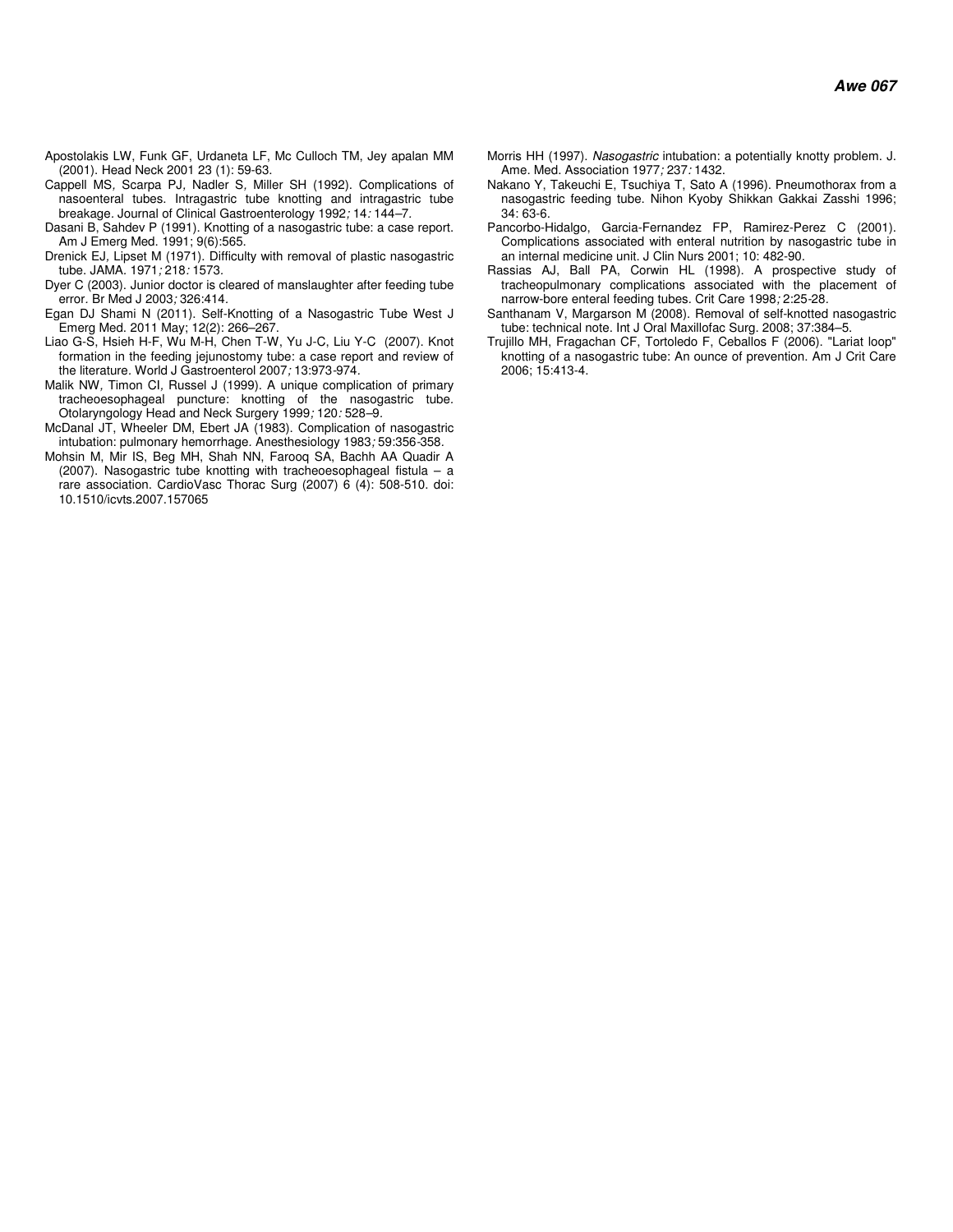Apostolakis LW, Funk GF, Urdaneta LF, Mc Culloch TM, Jey apalan MM (2001). Head Neck 2001 23 (1): 59-63.

Cappell MS, Scarpa PJ, Nadler S, Miller SH (1992). Complications of nasoenteral tubes. Intragastric tube knotting and intragastric tube breakage. Journal of Clinical Gastroenterology 1992; 14: 144–7.

Dasani B, Sahdev P (1991). Knotting of a nasogastric tube: a case report. Am J Emerg Med. 1991; 9(6):565.

Drenick EJ, Lipset M (1971). Difficulty with removal of plastic nasogastric tube. JAMA. 1971; 218: 1573.

Dyer C (2003). Junior doctor is cleared of manslaughter after feeding tube error. Br Med J 2003; 326:414.

Egan DJ Shami N (2011). Self-Knotting of a Nasogastric Tube West J Emerg Med. 2011 May; 12(2): 266–267.

Liao G-S, Hsieh H-F, Wu M-H, Chen T-W, Yu J-C, Liu Y-C (2007). Knot formation in the feeding jejunostomy tube: a case report and review of the literature. World J Gastroenterol 2007; 13:973-974.

Malik NW, Timon CI, Russel J (1999). A unique complication of primary tracheoesophageal puncture: knotting of the nasogastric tube. Otolaryngology Head and Neck Surgery 1999; 120: 528–9.

McDanal JT, Wheeler DM, Ebert JA (1983). Complication of nasogastric intubation: pulmonary hemorrhage. Anesthesiology 1983; 59:356-358.

Mohsin M, Mir IS, Beg MH, Shah NN, Farooq SA, Bachh AA Quadir A (2007). Nasogastric tube knotting with tracheoesophageal fistula – a rare association. CardioVasc Thorac Surg (2007) 6 (4): 508-510. doi: 10.1510/icvts.2007.157065

Morris HH (1997). *Nasogastric* intubation: a potentially knotty problem. J. Ame. Med. Association 1977; 237: 1432.

Nakano Y, Takeuchi E, Tsuchiya T, Sato A (1996). Pneumothorax from a nasogastric feeding tube. Nihon Kyoby Shikkan Gakkai Zasshi 1996; 34: 63-6.

Pancorbo-Hidalgo, Garcia-Fernandez FP, Ramirez-Perez C (2001). Complications associated with enteral nutrition by nasogastric tube in an internal medicine unit. J Clin Nurs 2001; 10: 482-90.

Rassias AJ, Ball PA, Corwin HL (1998). A prospective study of tracheopulmonary complications associated with the placement of narrow-bore enteral feeding tubes. Crit Care 1998; 2:25-28.

Santhanam V, Margarson M (2008). Removal of self-knotted nasogastric tube: technical note. Int J Oral Maxillofac Surg. 2008; 37:384–5.

Trujillo MH, Fragachan CF, Tortoledo F, Ceballos F (2006). "Lariat loop" knotting of a nasogastric tube: An ounce of prevention. Am J Crit Care 2006; 15:413-4.